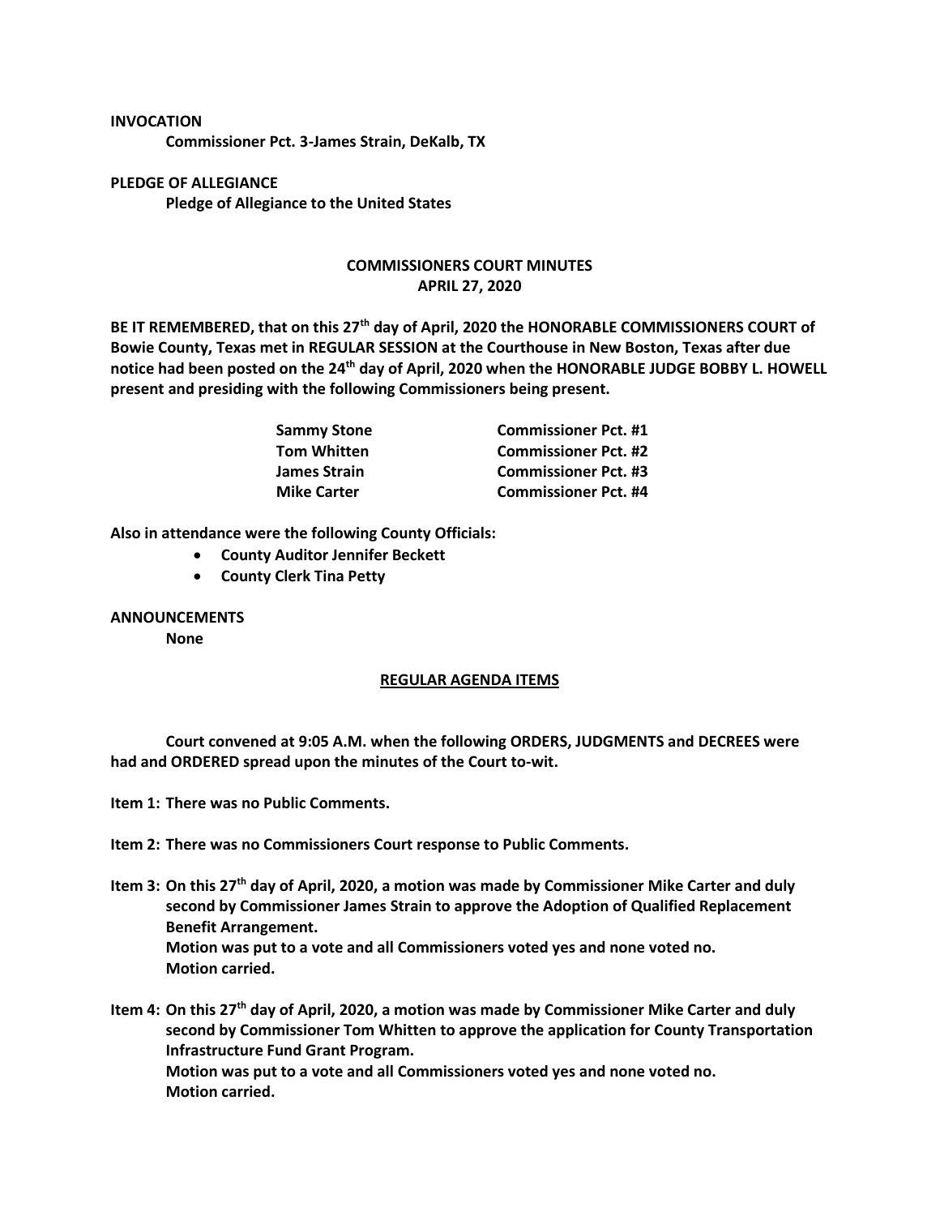**INVOCATION**

**Commissioner Pct. 3-James Strain, DeKalb, TX**

**PLEDGE OF ALLEGIANCE**

**Pledge of Allegiance to the United States**

# COMMISSIONERS COURT MINUTES
## APRIL 27, 2020

**BE IT REMEMBERED, that on this 27th day of April, 2020 the HONORABLE COMMISSIONERS COURT of Bowie County, Texas met in REGULAR SESSION at the Courthouse in New Boston, Texas after due notice had been posted on the 24th day of April, 2020 when the HONORABLE JUDGE BOBBY L. HOWELL present and presiding with the following Commissioners being present.**

| | |
|---|---|
| **Sammy Stone** | **Commissioner Pct. #1** |
| **Tom Whitten** | **Commissioner Pct. #2** |
| **James Strain** | **Commissioner Pct. #3** |
| **Mike Carter** | **Commissioner Pct. #4** |

**Also in attendance were the following County Officials:**

- **County Auditor Jennifer Beckett**
- **County Clerk Tina Petty**

**ANNOUNCEMENTS**

**None**

**REGULAR AGENDA ITEMS**

**Court convened at 9:05 A.M. when the following ORDERS, JUDGMENTS and DECREES were had and ORDERED spread upon the minutes of the Court to-wit.**

**Item 1: There was no Public Comments.**

**Item 2: There was no Commissioners Court response to Public Comments.**

**Item 3: On this 27th day of April, 2020, a motion was made by Commissioner Mike Carter and duly second by Commissioner James Strain to approve the Adoption of Qualified Replacement Benefit Arrangement.**
**Motion was put to a vote and all Commissioners voted yes and none voted no.**
**Motion carried.**

**Item 4: On this 27th day of April, 2020, a motion was made by Commissioner Mike Carter and duly second by Commissioner Tom Whitten to approve the application for County Transportation Infrastructure Fund Grant Program.**
**Motion was put to a vote and all Commissioners voted yes and none voted no.**
**Motion carried.**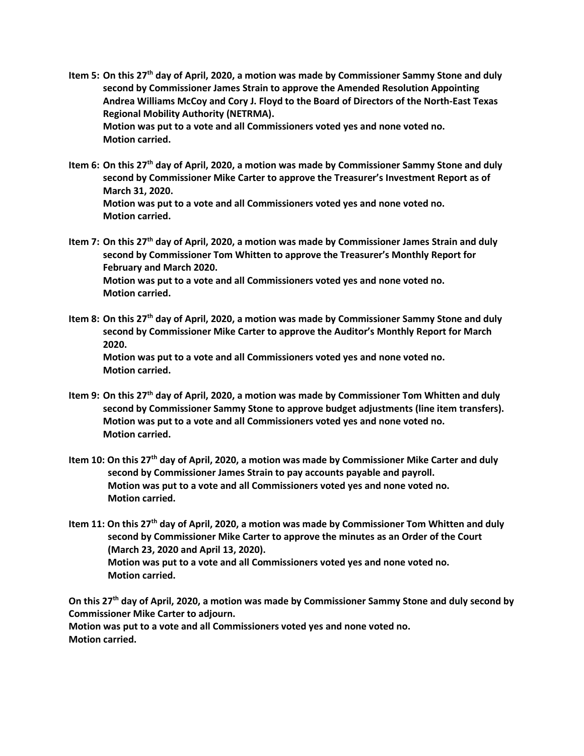**Item 5: On this 27th day of April, 2020, a motion was made by Commissioner Sammy Stone and duly second by Commissioner James Strain to approve the Amended Resolution Appointing Andrea Williams McCoy and Cory J. Floyd to the Board of Directors of the North-East Texas Regional Mobility Authority (NETRMA).**
**Motion was put to a vote and all Commissioners voted yes and none voted no.**
**Motion carried.**

**Item 6: On this 27th day of April, 2020, a motion was made by Commissioner Sammy Stone and duly second by Commissioner Mike Carter to approve the Treasurer's Investment Report as of March 31, 2020.**
**Motion was put to a vote and all Commissioners voted yes and none voted no.**
**Motion carried.**

**Item 7: On this 27th day of April, 2020, a motion was made by Commissioner James Strain and duly second by Commissioner Tom Whitten to approve the Treasurer's Monthly Report for February and March 2020.**
**Motion was put to a vote and all Commissioners voted yes and none voted no.**
**Motion carried.**

**Item 8: On this 27th day of April, 2020, a motion was made by Commissioner Sammy Stone and duly second by Commissioner Mike Carter to approve the Auditor's Monthly Report for March 2020.**
**Motion was put to a vote and all Commissioners voted yes and none voted no.**
**Motion carried.**

**Item 9: On this 27th day of April, 2020, a motion was made by Commissioner Tom Whitten and duly second by Commissioner Sammy Stone to approve budget adjustments (line item transfers).**
**Motion was put to a vote and all Commissioners voted yes and none voted no.**
**Motion carried.**

**Item 10: On this 27th day of April, 2020, a motion was made by Commissioner Mike Carter and duly second by Commissioner James Strain to pay accounts payable and payroll.**
**Motion was put to a vote and all Commissioners voted yes and none voted no.**
**Motion carried.**

**Item 11: On this 27th day of April, 2020, a motion was made by Commissioner Tom Whitten and duly second by Commissioner Mike Carter to approve the minutes as an Order of the Court (March 23, 2020 and April 13, 2020).**
**Motion was put to a vote and all Commissioners voted yes and none voted no.**
**Motion carried.**

**On this 27th day of April, 2020, a motion was made by Commissioner Sammy Stone and duly second by Commissioner Mike Carter to adjourn.**
**Motion was put to a vote and all Commissioners voted yes and none voted no.**
**Motion carried.**